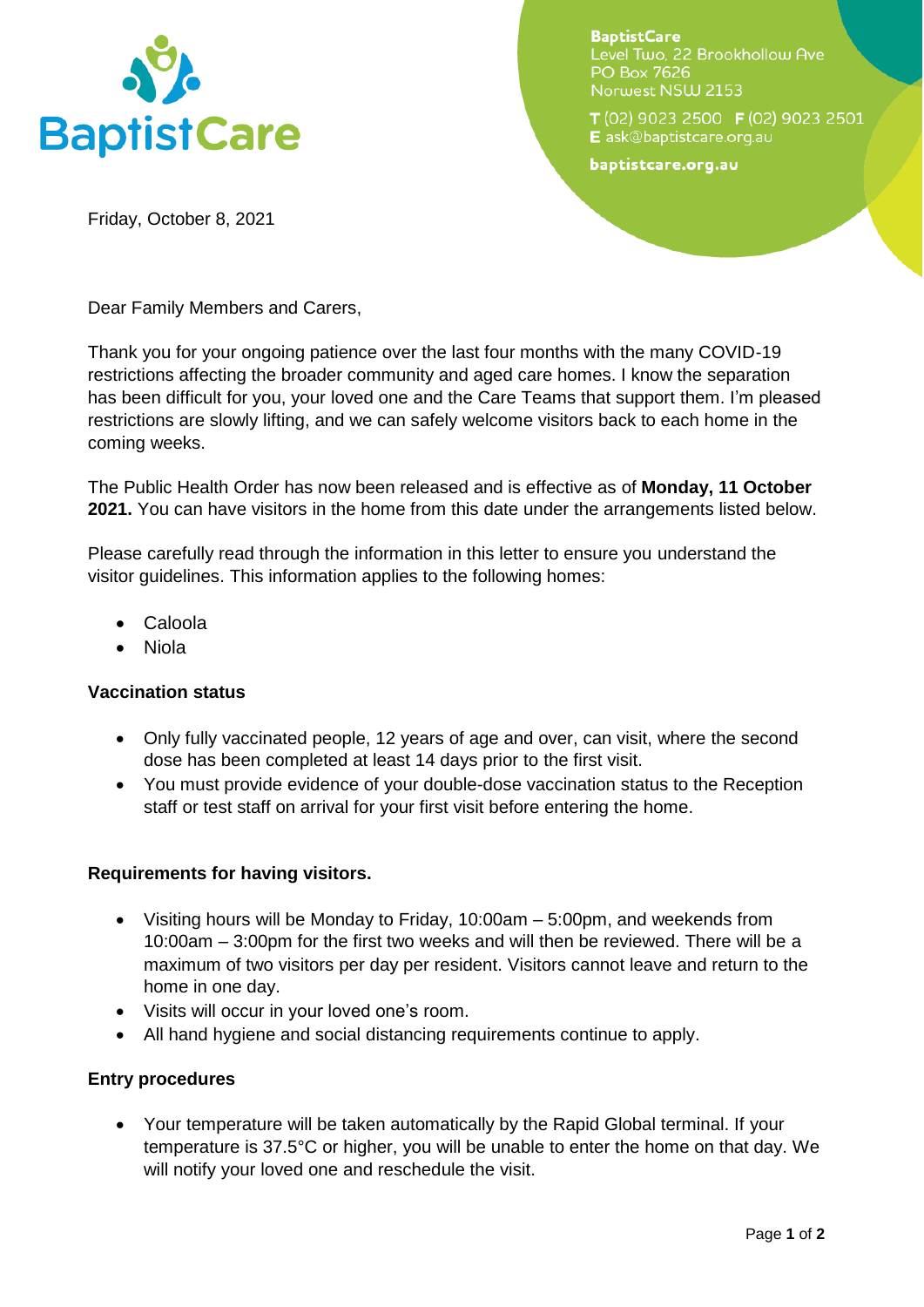BaptistCare
Level Two, 22 Brookhollow Ave
PO Box 7626
Norwest NSW 2153

T (02) 9023 2500 F (02) 9023 2501
E ask@baptistcare.org.au

baptistcare.org.au

Friday, October 8, 2021

Dear Family Members and Carers,

Thank you for your ongoing patience over the last four months with the many COVID-19 restrictions affecting the broader community and aged care homes. I know the separation has been difficult for you, your loved one and the Care Teams that support them. I'm pleased restrictions are slowly lifting, and we can safely welcome visitors back to each home in the coming weeks.

The Public Health Order has now been released and is effective as of **Monday, 11 October 2021.** You can have visitors in the home from this date under the arrangements listed below.

Please carefully read through the information in this letter to ensure you understand the visitor guidelines. This information applies to the following homes:

- Caloola
- Niola

**Vaccination status**

- Only fully vaccinated people, 12 years of age and over, can visit, where the second dose has been completed at least 14 days prior to the first visit.
- You must provide evidence of your double-dose vaccination status to the Reception staff or test staff on arrival for your first visit before entering the home.

**Requirements for having visitors.**

- Visiting hours will be Monday to Friday, 10:00am – 5:00pm, and weekends from 10:00am – 3:00pm for the first two weeks and will then be reviewed. There will be a maximum of two visitors per day per resident. Visitors cannot leave and return to the home in one day.
- Visits will occur in your loved one's room.
- All hand hygiene and social distancing requirements continue to apply.

**Entry procedures**

- Your temperature will be taken automatically by the Rapid Global terminal. If your temperature is 37.5°C or higher, you will be unable to enter the home on that day. We will notify your loved one and reschedule the visit.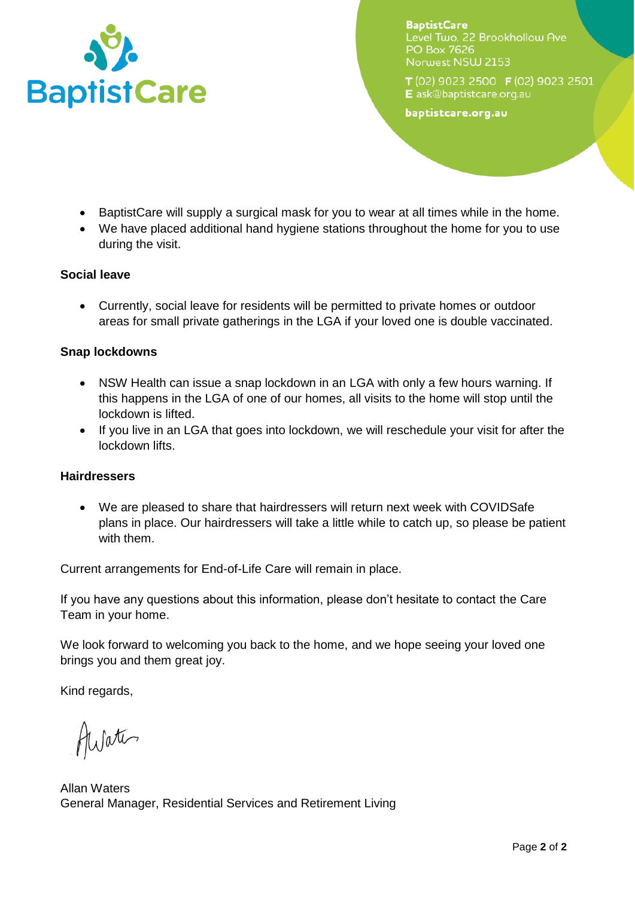BaptistCare
Level Two, 22 Brookhollow Ave
PO Box 7626
Norwest NSW 2153

T (02) 9023 2500 F (02) 9023 2501
E ask@baptistcare.org.au

baptistcare.org.au

- BaptistCare will supply a surgical mask for you to wear at all times while in the home.
- We have placed additional hand hygiene stations throughout the home for you to use during the visit.

**Social leave**

- Currently, social leave for residents will be permitted to private homes or outdoor areas for small private gatherings in the LGA if your loved one is double vaccinated.

**Snap lockdowns**

- NSW Health can issue a snap lockdown in an LGA with only a few hours warning. If this happens in the LGA of one of our homes, all visits to the home will stop until the lockdown is lifted.
- If you live in an LGA that goes into lockdown, we will reschedule your visit for after the lockdown lifts.

**Hairdressers**

- We are pleased to share that hairdressers will return next week with COVIDSafe plans in place. Our hairdressers will take a little while to catch up, so please be patient with them.

Current arrangements for End-of-Life Care will remain in place.

If you have any questions about this information, please don't hesitate to contact the Care Team in your home.

We look forward to welcoming you back to the home, and we hope seeing your loved one brings you and them great joy.

Kind regards,

Allan Waters
General Manager, Residential Services and Retirement Living